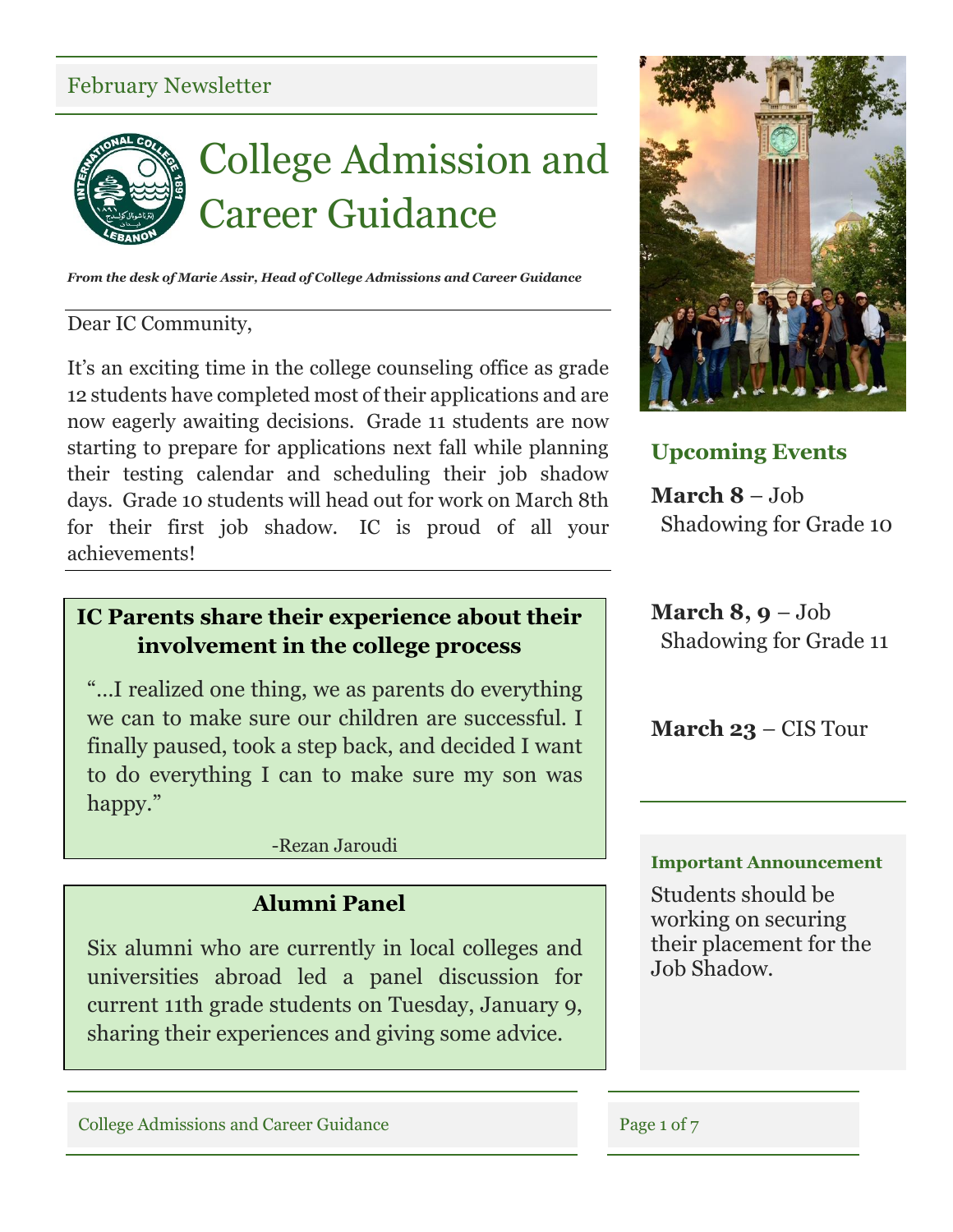February Newsletter

# College Admission and Career Guidance

***From the desk of Marie Assir, Head of College Admissions and Career Guidance***

Dear IC Community,

It's an exciting time in the college counseling office as grade 12 students have completed most of their applications and are now eagerly awaiting decisions. Grade 11 students are now starting to prepare for applications next fall while planning their testing calendar and scheduling their job shadow days. Grade 10 students will head out for work on March 8th for their first job shadow. IC is proud of all your achievements!

## IC Parents share their experience about their involvement in the college process

"…I realized one thing, we as parents do everything we can to make sure our children are successful. I finally paused, took a step back, and decided I want to do everything I can to make sure my son was happy."

-Rezan Jaroudi

## Alumni Panel

Six alumni who are currently in local colleges and universities abroad led a panel discussion for current 11th grade students on Tuesday, January 9, sharing their experiences and giving some advice.

## Upcoming Events

**March 8** – Job Shadowing for Grade 10

**March 8, 9** – Job Shadowing for Grade 11

**March 23** – CIS Tour

**Important Announcement**

Students should be working on securing their placement for the Job Shadow.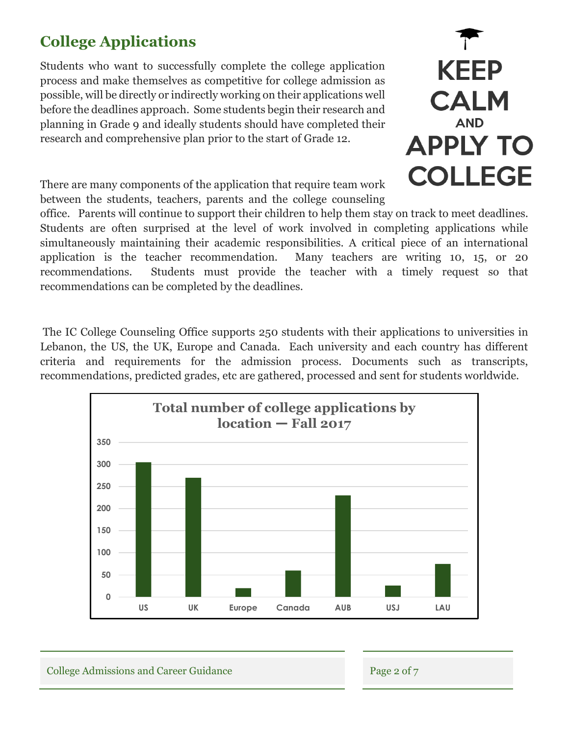## College Applications

Students who want to successfully complete the college application process and make themselves as competitive for college admission as possible, will be directly or indirectly working on their applications well before the deadlines approach. Some students begin their research and planning in Grade 9 and ideally students should have completed their research and comprehensive plan prior to the start of Grade 12.

KEEP CALM AND APPLY TO COLLEGE

There are many components of the application that require team work between the students, teachers, parents and the college counseling office. Parents will continue to support their children to help them stay on track to meet deadlines. Students are often surprised at the level of work involved in completing applications while simultaneously maintaining their academic responsibilities. A critical piece of an international application is the teacher recommendation. Many teachers are writing 10, 15, or 20 recommendations. Students must provide the teacher with a timely request so that recommendations can be completed by the deadlines.

The IC College Counseling Office supports 250 students with their applications to universities in Lebanon, the US, the UK, Europe and Canada. Each university and each country has different criteria and requirements for the admission process. Documents such as transcripts, recommendations, predicted grades, etc are gathered, processed and sent for students worldwide.

**Total number of college applications by location — Fall 2017**

| Location | Applications (approx.) |
|---|---|
| US | 305 |
| UK | 270 |
| Europe | 20 |
| Canada | 60 |
| AUB | 230 |
| USJ | 25 |
| LAU | 75 |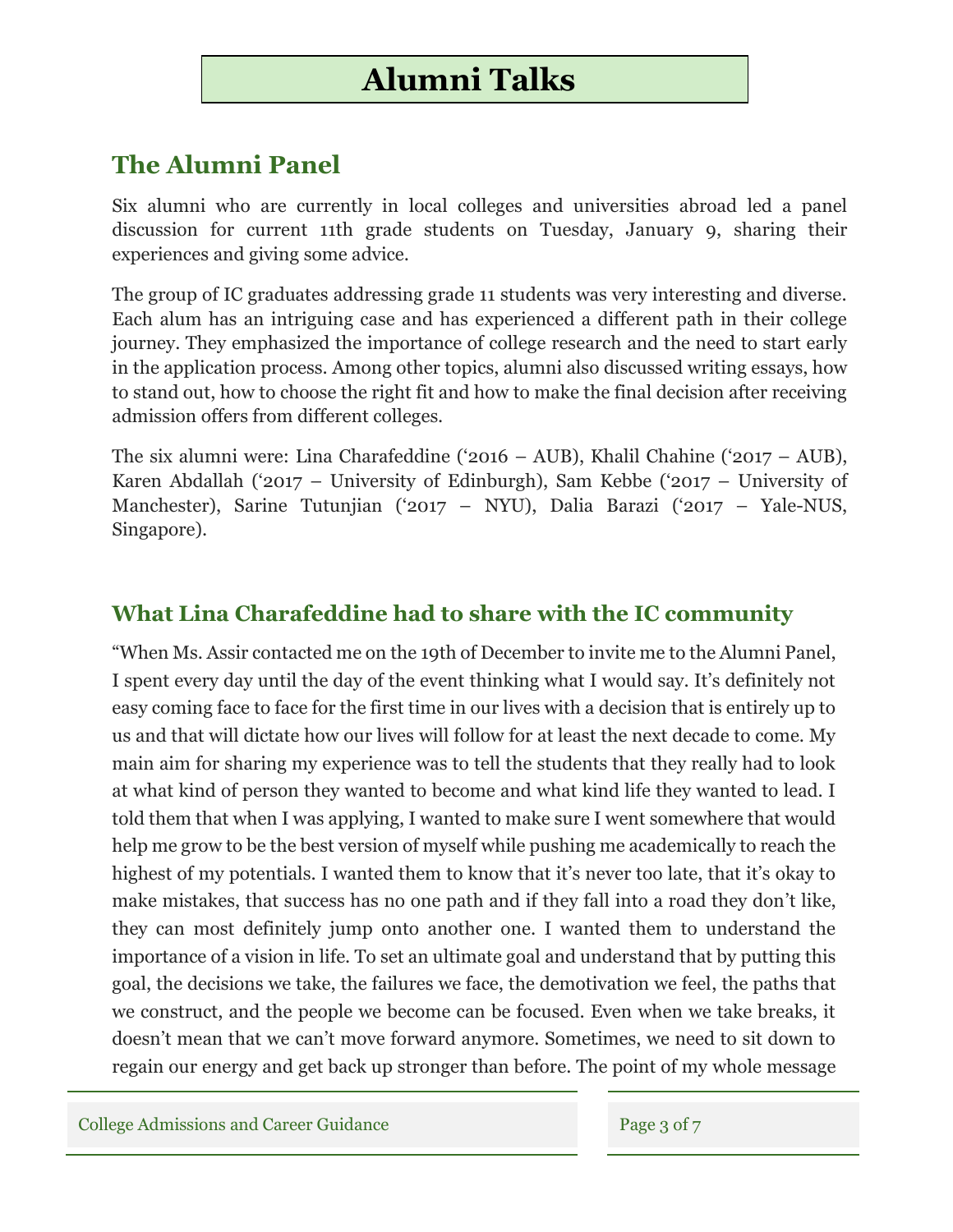# Alumni Talks

## The Alumni Panel

Six alumni who are currently in local colleges and universities abroad led a panel discussion for current 11th grade students on Tuesday, January 9, sharing their experiences and giving some advice.

The group of IC graduates addressing grade 11 students was very interesting and diverse. Each alum has an intriguing case and has experienced a different path in their college journey. They emphasized the importance of college research and the need to start early in the application process. Among other topics, alumni also discussed writing essays, how to stand out, how to choose the right fit and how to make the final decision after receiving admission offers from different colleges.

The six alumni were: Lina Charafeddine ('2016 – AUB), Khalil Chahine ('2017 – AUB), Karen Abdallah ('2017 – University of Edinburgh), Sam Kebbe ('2017 – University of Manchester), Sarine Tutunjian ('2017 – NYU), Dalia Barazi ('2017 – Yale-NUS, Singapore).

## What Lina Charafeddine had to share with the IC community

"When Ms. Assir contacted me on the 19th of December to invite me to the Alumni Panel, I spent every day until the day of the event thinking what I would say. It's definitely not easy coming face to face for the first time in our lives with a decision that is entirely up to us and that will dictate how our lives will follow for at least the next decade to come. My main aim for sharing my experience was to tell the students that they really had to look at what kind of person they wanted to become and what kind life they wanted to lead. I told them that when I was applying, I wanted to make sure I went somewhere that would help me grow to be the best version of myself while pushing me academically to reach the highest of my potentials. I wanted them to know that it's never too late, that it's okay to make mistakes, that success has no one path and if they fall into a road they don't like, they can most definitely jump onto another one. I wanted them to understand the importance of a vision in life. To set an ultimate goal and understand that by putting this goal, the decisions we take, the failures we face, the demotivation we feel, the paths that we construct, and the people we become can be focused. Even when we take breaks, it doesn't mean that we can't move forward anymore. Sometimes, we need to sit down to regain our energy and get back up stronger than before. The point of my whole message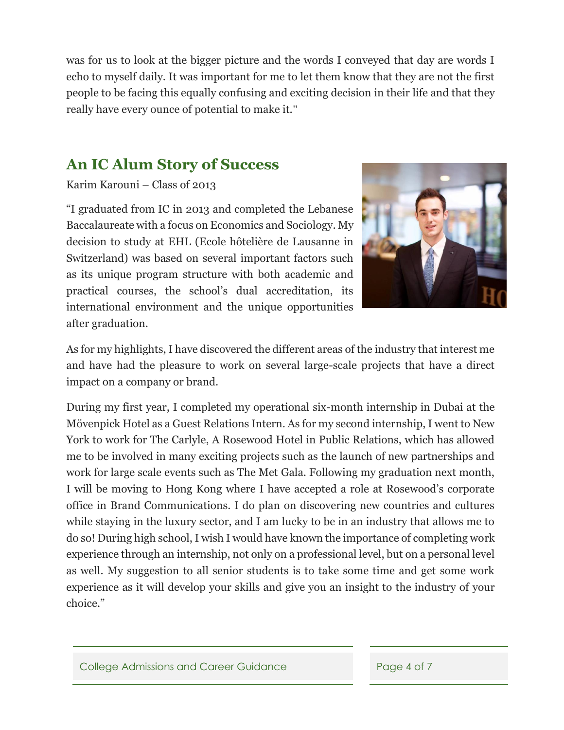was for us to look at the bigger picture and the words I conveyed that day are words I echo to myself daily. It was important for me to let them know that they are not the first people to be facing this equally confusing and exciting decision in their life and that they really have every ounce of potential to make it."

## An IC Alum Story of Success

Karim Karouni – Class of 2013

"I graduated from IC in 2013 and completed the Lebanese Baccalaureate with a focus on Economics and Sociology. My decision to study at EHL (Ecole hôtelière de Lausanne in Switzerland) was based on several important factors such as its unique program structure with both academic and practical courses, the school's dual accreditation, its international environment and the unique opportunities after graduation.

As for my highlights, I have discovered the different areas of the industry that interest me and have had the pleasure to work on several large-scale projects that have a direct impact on a company or brand.

During my first year, I completed my operational six-month internship in Dubai at the Mövenpick Hotel as a Guest Relations Intern. As for my second internship, I went to New York to work for The Carlyle, A Rosewood Hotel in Public Relations, which has allowed me to be involved in many exciting projects such as the launch of new partnerships and work for large scale events such as The Met Gala. Following my graduation next month, I will be moving to Hong Kong where I have accepted a role at Rosewood's corporate office in Brand Communications. I do plan on discovering new countries and cultures while staying in the luxury sector, and I am lucky to be in an industry that allows me to do so! During high school, I wish I would have known the importance of completing work experience through an internship, not only on a professional level, but on a personal level as well. My suggestion to all senior students is to take some time and get some work experience as it will develop your skills and give you an insight to the industry of your choice."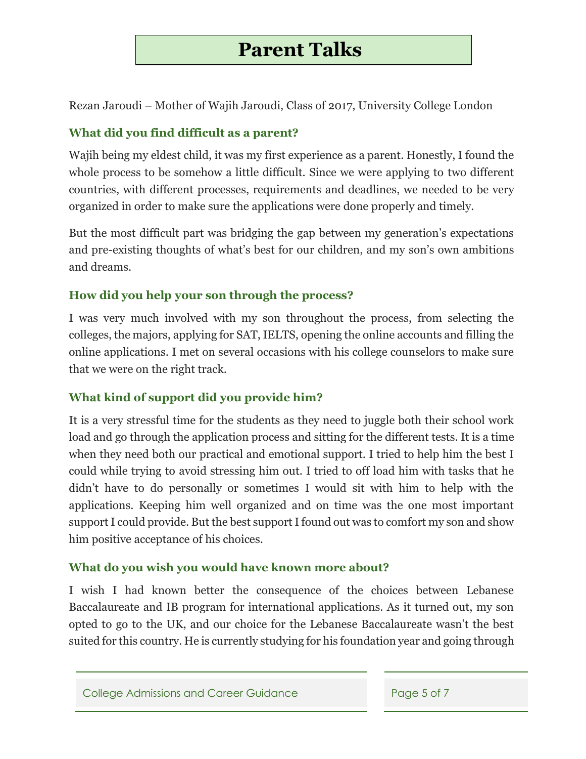# Parent Talks

Rezan Jaroudi – Mother of Wajih Jaroudi, Class of 2017, University College London

### What did you find difficult as a parent?

Wajih being my eldest child, it was my first experience as a parent. Honestly, I found the whole process to be somehow a little difficult. Since we were applying to two different countries, with different processes, requirements and deadlines, we needed to be very organized in order to make sure the applications were done properly and timely.

But the most difficult part was bridging the gap between my generation's expectations and pre-existing thoughts of what's best for our children, and my son's own ambitions and dreams.

### How did you help your son through the process?

I was very much involved with my son throughout the process, from selecting the colleges, the majors, applying for SAT, IELTS, opening the online accounts and filling the online applications. I met on several occasions with his college counselors to make sure that we were on the right track.

### What kind of support did you provide him?

It is a very stressful time for the students as they need to juggle both their school work load and go through the application process and sitting for the different tests. It is a time when they need both our practical and emotional support. I tried to help him the best I could while trying to avoid stressing him out. I tried to off load him with tasks that he didn't have to do personally or sometimes I would sit with him to help with the applications. Keeping him well organized and on time was the one most important support I could provide. But the best support I found out was to comfort my son and show him positive acceptance of his choices.

### What do you wish you would have known more about?

I wish I had known better the consequence of the choices between Lebanese Baccalaureate and IB program for international applications. As it turned out, my son opted to go to the UK, and our choice for the Lebanese Baccalaureate wasn't the best suited for this country. He is currently studying for his foundation year and going through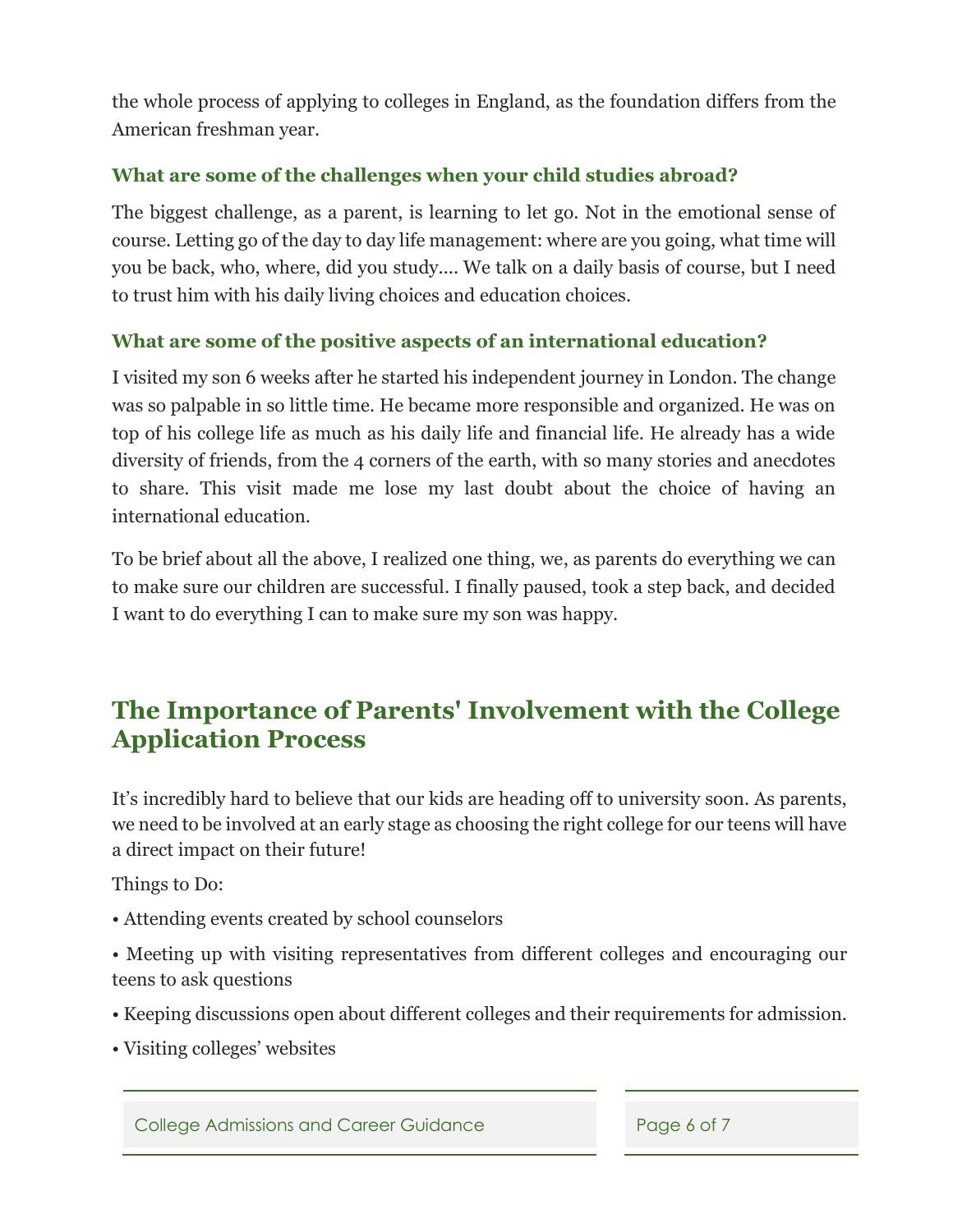the whole process of applying to colleges in England, as the foundation differs from the American freshman year.

### What are some of the challenges when your child studies abroad?

The biggest challenge, as a parent, is learning to let go. Not in the emotional sense of course. Letting go of the day to day life management: where are you going, what time will you be back, who, where, did you study.... We talk on a daily basis of course, but I need to trust him with his daily living choices and education choices.

### What are some of the positive aspects of an international education?

I visited my son 6 weeks after he started his independent journey in London. The change was so palpable in so little time. He became more responsible and organized. He was on top of his college life as much as his daily life and financial life. He already has a wide diversity of friends, from the 4 corners of the earth, with so many stories and anecdotes to share. This visit made me lose my last doubt about the choice of having an international education.

To be brief about all the above, I realized one thing, we, as parents do everything we can to make sure our children are successful. I finally paused, took a step back, and decided I want to do everything I can to make sure my son was happy.

## The Importance of Parents' Involvement with the College Application Process

It's incredibly hard to believe that our kids are heading off to university soon. As parents, we need to be involved at an early stage as choosing the right college for our teens will have a direct impact on their future!

Things to Do:

• Attending events created by school counselors

• Meeting up with visiting representatives from different colleges and encouraging our teens to ask questions

• Keeping discussions open about different colleges and their requirements for admission.

• Visiting colleges' websites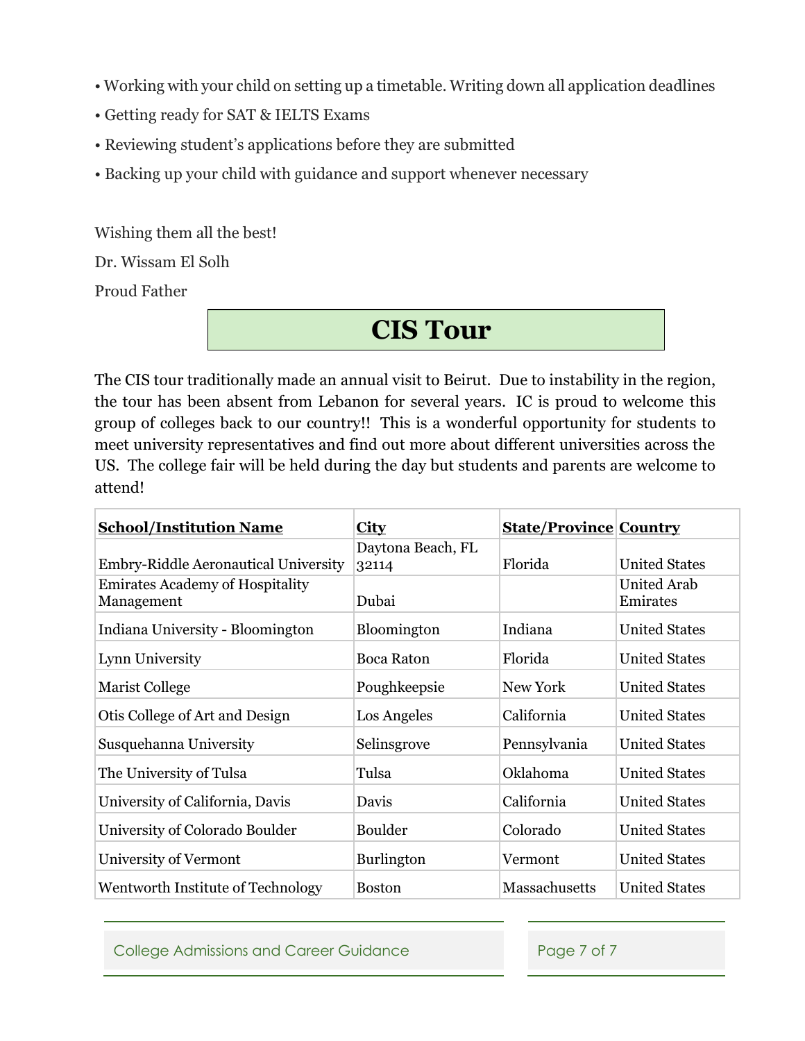- Working with your child on setting up a timetable. Writing down all application deadlines
- Getting ready for SAT & IELTS Exams
- Reviewing student's applications before they are submitted
- Backing up your child with guidance and support whenever necessary

Wishing them all the best!

Dr. Wissam El Solh

Proud Father

# CIS Tour

The CIS tour traditionally made an annual visit to Beirut. Due to instability in the region, the tour has been absent from Lebanon for several years. IC is proud to welcome this group of colleges back to our country!! This is a wonderful opportunity for students to meet university representatives and find out more about different universities across the US. The college fair will be held during the day but students and parents are welcome to attend!

| School/Institution Name | City | State/Province | Country |
|---|---|---|---|
| Embry-Riddle Aeronautical University | Daytona Beach, FL 32114 | Florida | United States |
| Emirates Academy of Hospitality Management | Dubai | | United Arab Emirates |
| Indiana University - Bloomington | Bloomington | Indiana | United States |
| Lynn University | Boca Raton | Florida | United States |
| Marist College | Poughkeepsie | New York | United States |
| Otis College of Art and Design | Los Angeles | California | United States |
| Susquehanna University | Selinsgrove | Pennsylvania | United States |
| The University of Tulsa | Tulsa | Oklahoma | United States |
| University of California, Davis | Davis | California | United States |
| University of Colorado Boulder | Boulder | Colorado | United States |
| University of Vermont | Burlington | Vermont | United States |
| Wentworth Institute of Technology | Boston | Massachusetts | United States |